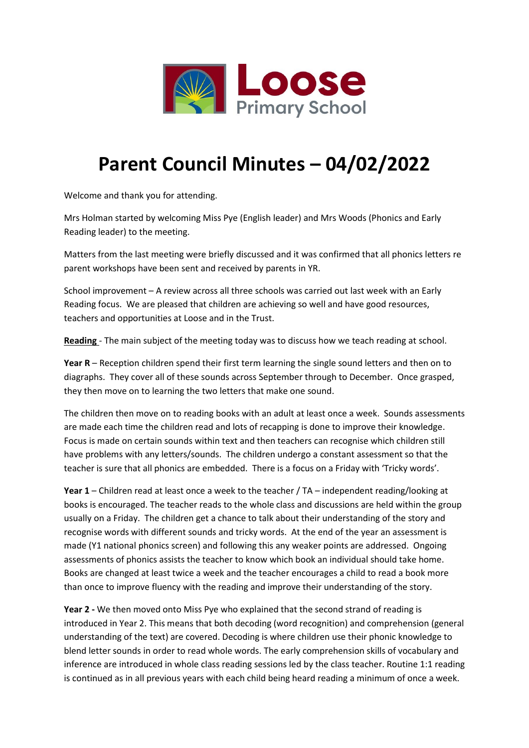# Parent Council Minutes – 04/02/2022

Welcome and thank you for attending.

Mrs Holman started by welcoming Miss Pye (English leader) and Mrs Woods (Phonics and Early Reading leader) to the meeting.

Matters from the last meeting were briefly discussed and it was confirmed that all phonics letters re parent workshops have been sent and received by parents in YR.

School improvement – A review across all three schools was carried out last week with an Early Reading focus. We are pleased that children are achieving so well and have good resources, teachers and opportunities at Loose and in the Trust.

**Reading** - The main subject of the meeting today was to discuss how we teach reading at school.

**Year R** – Reception children spend their first term learning the single sound letters and then on to diagraphs. They cover all of these sounds across September through to December. Once grasped, they then move on to learning the two letters that make one sound.

The children then move on to reading books with an adult at least once a week. Sounds assessments are made each time the children read and lots of recapping is done to improve their knowledge. Focus is made on certain sounds within text and then teachers can recognise which children still have problems with any letters/sounds. The children undergo a constant assessment so that the teacher is sure that all phonics are embedded. There is a focus on a Friday with 'Tricky words'.

**Year 1** – Children read at least once a week to the teacher / TA – independent reading/looking at books is encouraged. The teacher reads to the whole class and discussions are held within the group usually on a Friday. The children get a chance to talk about their understanding of the story and recognise words with different sounds and tricky words. At the end of the year an assessment is made (Y1 national phonics screen) and following this any weaker points are addressed. Ongoing assessments of phonics assists the teacher to know which book an individual should take home. Books are changed at least twice a week and the teacher encourages a child to read a book more than once to improve fluency with the reading and improve their understanding of the story.

**Year 2 -** We then moved onto Miss Pye who explained that the second strand of reading is introduced in Year 2. This means that both decoding (word recognition) and comprehension (general understanding of the text) are covered. Decoding is where children use their phonic knowledge to blend letter sounds in order to read whole words. The early comprehension skills of vocabulary and inference are introduced in whole class reading sessions led by the class teacher. Routine 1:1 reading is continued as in all previous years with each child being heard reading a minimum of once a week.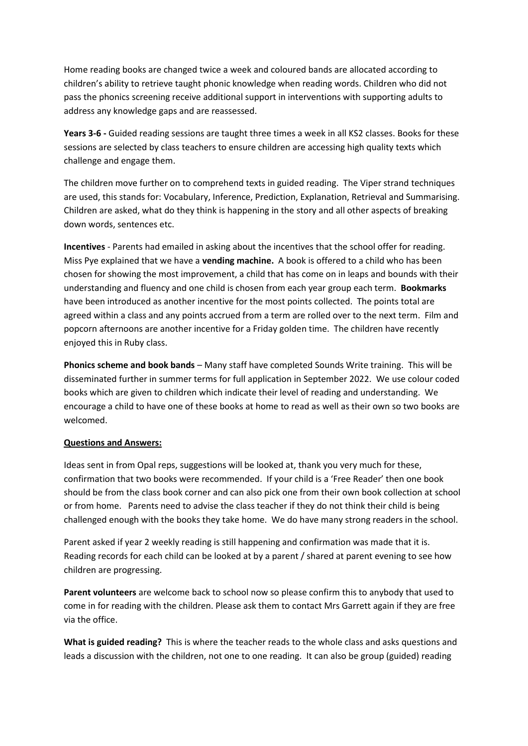Home reading books are changed twice a week and coloured bands are allocated according to children's ability to retrieve taught phonic knowledge when reading words. Children who did not pass the phonics screening receive additional support in interventions with supporting adults to address any knowledge gaps and are reassessed.

**Years 3-6 -** Guided reading sessions are taught three times a week in all KS2 classes. Books for these sessions are selected by class teachers to ensure children are accessing high quality texts which challenge and engage them.

The children move further on to comprehend texts in guided reading. The Viper strand techniques are used, this stands for: Vocabulary, Inference, Prediction, Explanation, Retrieval and Summarising. Children are asked, what do they think is happening in the story and all other aspects of breaking down words, sentences etc.

**Incentives** - Parents had emailed in asking about the incentives that the school offer for reading. Miss Pye explained that we have a **vending machine.** A book is offered to a child who has been chosen for showing the most improvement, a child that has come on in leaps and bounds with their understanding and fluency and one child is chosen from each year group each term. **Bookmarks** have been introduced as another incentive for the most points collected. The points total are agreed within a class and any points accrued from a term are rolled over to the next term. Film and popcorn afternoons are another incentive for a Friday golden time. The children have recently enjoyed this in Ruby class.

**Phonics scheme and book bands** – Many staff have completed Sounds Write training. This will be disseminated further in summer terms for full application in September 2022. We use colour coded books which are given to children which indicate their level of reading and understanding. We encourage a child to have one of these books at home to read as well as their own so two books are welcomed.

**Questions and Answers:**

Ideas sent in from Opal reps, suggestions will be looked at, thank you very much for these, confirmation that two books were recommended. If your child is a 'Free Reader' then one book should be from the class book corner and can also pick one from their own book collection at school or from home. Parents need to advise the class teacher if they do not think their child is being challenged enough with the books they take home. We do have many strong readers in the school.

Parent asked if year 2 weekly reading is still happening and confirmation was made that it is. Reading records for each child can be looked at by a parent / shared at parent evening to see how children are progressing.

**Parent volunteers** are welcome back to school now so please confirm this to anybody that used to come in for reading with the children. Please ask them to contact Mrs Garrett again if they are free via the office.

**What is guided reading?** This is where the teacher reads to the whole class and asks questions and leads a discussion with the children, not one to one reading. It can also be group (guided) reading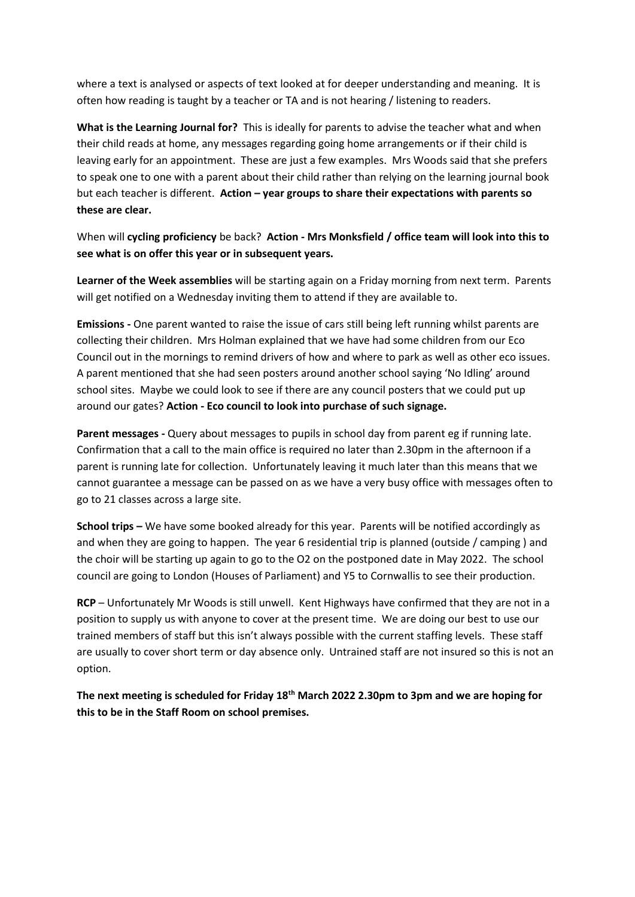where a text is analysed or aspects of text looked at for deeper understanding and meaning. It is often how reading is taught by a teacher or TA and is not hearing / listening to readers.

**What is the Learning Journal for?** This is ideally for parents to advise the teacher what and when their child reads at home, any messages regarding going home arrangements or if their child is leaving early for an appointment. These are just a few examples. Mrs Woods said that she prefers to speak one to one with a parent about their child rather than relying on the learning journal book but each teacher is different. **Action – year groups to share their expectations with parents so these are clear.**

When will **cycling proficiency** be back? **Action - Mrs Monksfield / office team will look into this to see what is on offer this year or in subsequent years.**

**Learner of the Week assemblies** will be starting again on a Friday morning from next term. Parents will get notified on a Wednesday inviting them to attend if they are available to.

**Emissions -** One parent wanted to raise the issue of cars still being left running whilst parents are collecting their children. Mrs Holman explained that we have had some children from our Eco Council out in the mornings to remind drivers of how and where to park as well as other eco issues. A parent mentioned that she had seen posters around another school saying 'No Idling' around school sites. Maybe we could look to see if there are any council posters that we could put up around our gates? **Action - Eco council to look into purchase of such signage.**

**Parent messages -** Query about messages to pupils in school day from parent eg if running late. Confirmation that a call to the main office is required no later than 2.30pm in the afternoon if a parent is running late for collection. Unfortunately leaving it much later than this means that we cannot guarantee a message can be passed on as we have a very busy office with messages often to go to 21 classes across a large site.

**School trips –** We have some booked already for this year. Parents will be notified accordingly as and when they are going to happen. The year 6 residential trip is planned (outside / camping ) and the choir will be starting up again to go to the O2 on the postponed date in May 2022. The school council are going to London (Houses of Parliament) and Y5 to Cornwallis to see their production.

**RCP** – Unfortunately Mr Woods is still unwell. Kent Highways have confirmed that they are not in a position to supply us with anyone to cover at the present time. We are doing our best to use our trained members of staff but this isn't always possible with the current staffing levels. These staff are usually to cover short term or day absence only. Untrained staff are not insured so this is not an option.

**The next meeting is scheduled for Friday 18th March 2022 2.30pm to 3pm and we are hoping for this to be in the Staff Room on school premises.**